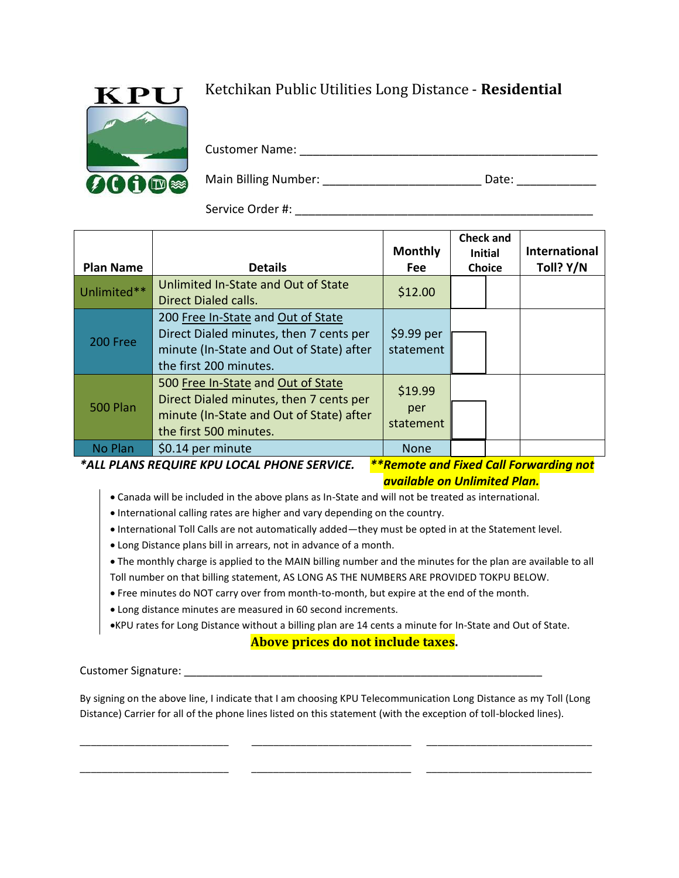KPU

# Ketchikan Public Utilities Long Distance - **Residential**

Customer Name: ______________________________________________

Main Billing Number: ________________________ Date: ____________

Service Order #: ______________________________________________

| Plan Name | Details | Monthly Fee | Check and Initial Choice | International Toll? Y/N |
|---|---|---|---|---|
| Unlimited** | Unlimited In-State and Out of State Direct Dialed calls. | $12.00 | | |
| 200 Free | 200 Free In-State and Out of State Direct Dialed minutes, then 7 cents per minute (In-State and Out of State) after the first 200 minutes. | $9.99 per statement | | |
| 500 Plan | 500 Free In-State and Out of State Direct Dialed minutes, then 7 cents per minute (In-State and Out of State) after the first 500 minutes. | $19.99 per statement | | |
| No Plan | $0.14 per minute | None | | |

***ALL PLANS REQUIRE KPU LOCAL PHONE SERVICE.*** ***\*\*Remote and Fixed Call Forwarding not available on Unlimited Plan.***

- Canada will be included in the above plans as In-State and will not be treated as international.
- International calling rates are higher and vary depending on the country.
- International Toll Calls are not automatically added—they must be opted in at the Statement level.
- Long Distance plans bill in arrears, not in advance of a month.
- The monthly charge is applied to the MAIN billing number and the minutes for the plan are available to all Toll number on that billing statement, AS LONG AS THE NUMBERS ARE PROVIDED TOKPU BELOW.
- Free minutes do NOT carry over from month-to-month, but expire at the end of the month.
- Long distance minutes are measured in 60 second increments.
- KPU rates for Long Distance without a billing plan are 14 cents a minute for In-State and Out of State.

**Above prices do not include taxes.**

Customer Signature: ______________________________________________

By signing on the above line, I indicate that I am choosing KPU Telecommunication Long Distance as my Toll (Long Distance) Carrier for all of the phone lines listed on this statement (with the exception of toll-blocked lines).

__________________________ __________________________ __________________________

__________________________ __________________________ __________________________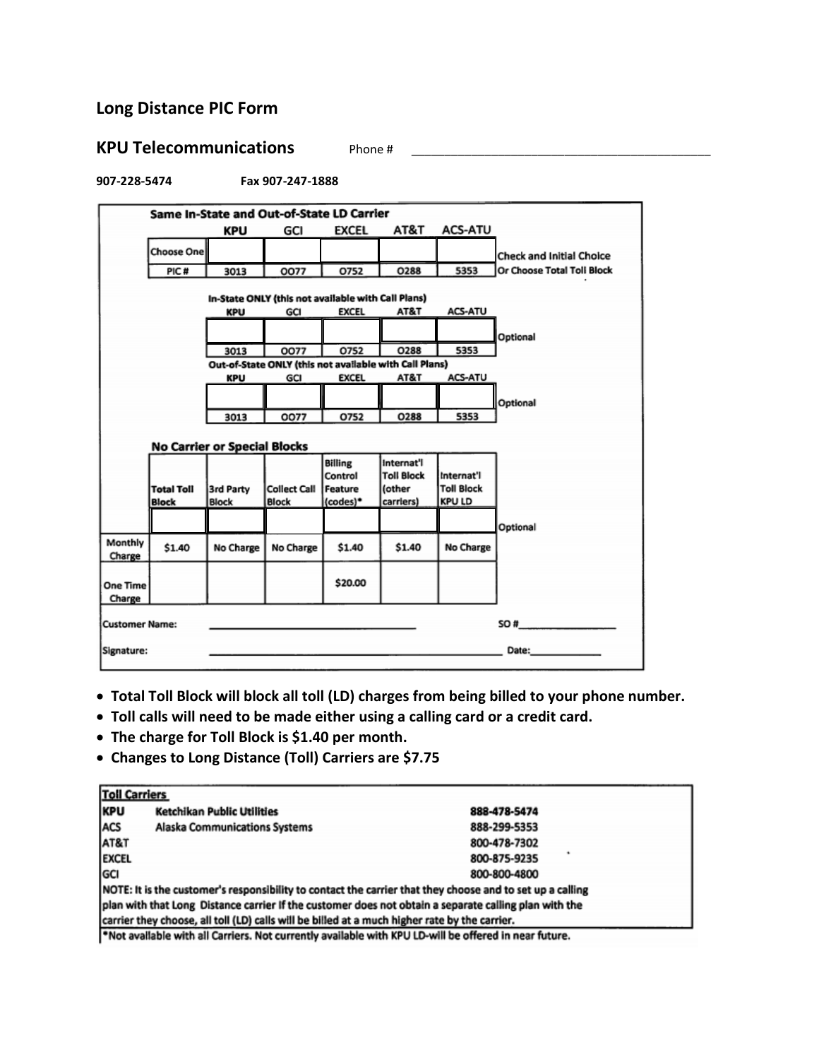## Long Distance PIC Form

## KPU Telecommunications

Phone # ___________________________________________

**907-228-5474** **Fax 907-247-1888**

**Same In-State and Out-of-State LD Carrier**

| | KPU | GCI | EXCEL | AT&T | ACS-ATU | |
|---|---|---|---|---|---|---|
| Choose One | | | | | | Check and Initial Choice |
| PIC # | 3013 | 0077 | 0752 | 0288 | 5353 | Or Choose Total Toll Block |

**In-State ONLY (this not available with Call Plans)**

| KPU | GCI | EXCEL | AT&T | ACS-ATU | |
|---|---|---|---|---|---|
| | | | | | Optional |
| 3013 | 0077 | 0752 | 0288 | 5353 | |

**Out-of-State ONLY (this not available with Call Plans)**

| KPU | GCI | EXCEL | AT&T | ACS-ATU | |
|---|---|---|---|---|---|
| | | | | | Optional |
| 3013 | 0077 | 0752 | 0288 | 5353 | |

**No Carrier or Special Blocks**

| | Total Toll Block | 3rd Party Block | Collect Call Block | Billing Control Feature (codes)* | Internat'l Toll Block (other carriers) | Internat'l Toll Block KPU LD | |
|---|---|---|---|---|---|---|---|
| | | | | | | | Optional |
| Monthly Charge | $1.40 | No Charge | No Charge | $1.40 | $1.40 | No Charge | |
| One Time Charge | | | | $20.00 | | | |

Customer Name: ______________________________ SO #________________

Signature: ____________________________________________ Date:____________

- **Total Toll Block will block all toll (LD) charges from being billed to your phone number.**
- **Toll calls will need to be made either using a calling card or a credit card.**
- **The charge for Toll Block is $1.40 per month.**
- **Changes to Long Distance (Toll) Carriers are $7.75**

**Toll Carriers**

| | | |
|---|---|---|
| KPU | Ketchikan Public Utilities | 888-478-5474 |
| ACS | Alaska Communications Systems | 888-299-5353 |
| AT&T | | 800-478-7302 |
| EXCEL | | 800-875-9235 |
| GCI | | 800-800-4800 |

NOTE: It is the customer's responsibility to contact the carrier that they choose and to set up a calling plan with that Long Distance carrier If the customer does not obtain a separate calling plan with the carrier they choose, all toll (LD) calls will be billed at a much higher rate by the carrier.

*Not available with all Carriers. Not currently available with KPU LD-will be offered in near future.